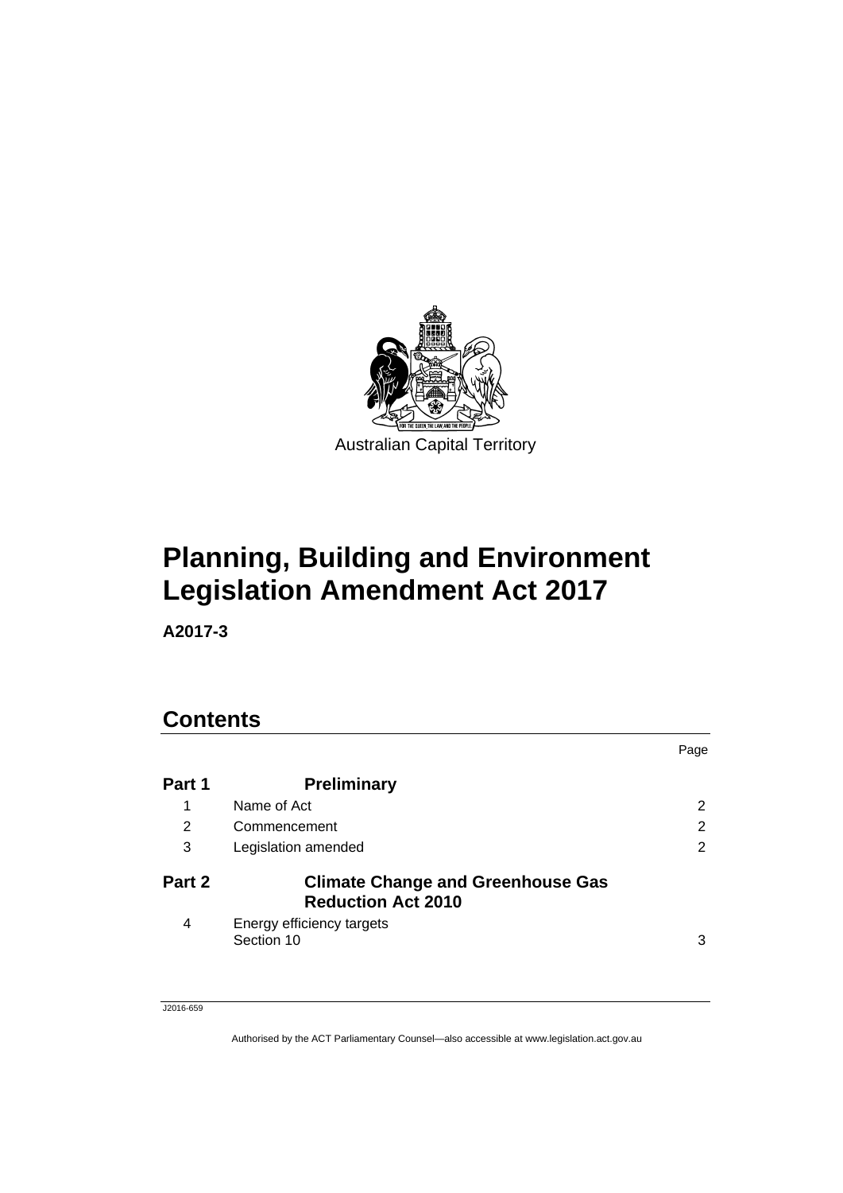Australian Capital Territory

# Planning, Building and Environment Legislation Amendment Act 2017

**A2017-3**

## Contents

| | | Page |
|---|---|---|
| **Part 1** | **Preliminary** | |
| 1 | Name of Act | 2 |
| 2 | Commencement | 2 |
| 3 | Legislation amended | 2 |
| **Part 2** | **Climate Change and Greenhouse Gas Reduction Act 2010** | |
| 4 | Energy efficiency targets<br>Section 10 | 3 |

J2016-659

Authorised by the ACT Parliamentary Counsel—also accessible at www.legislation.act.gov.au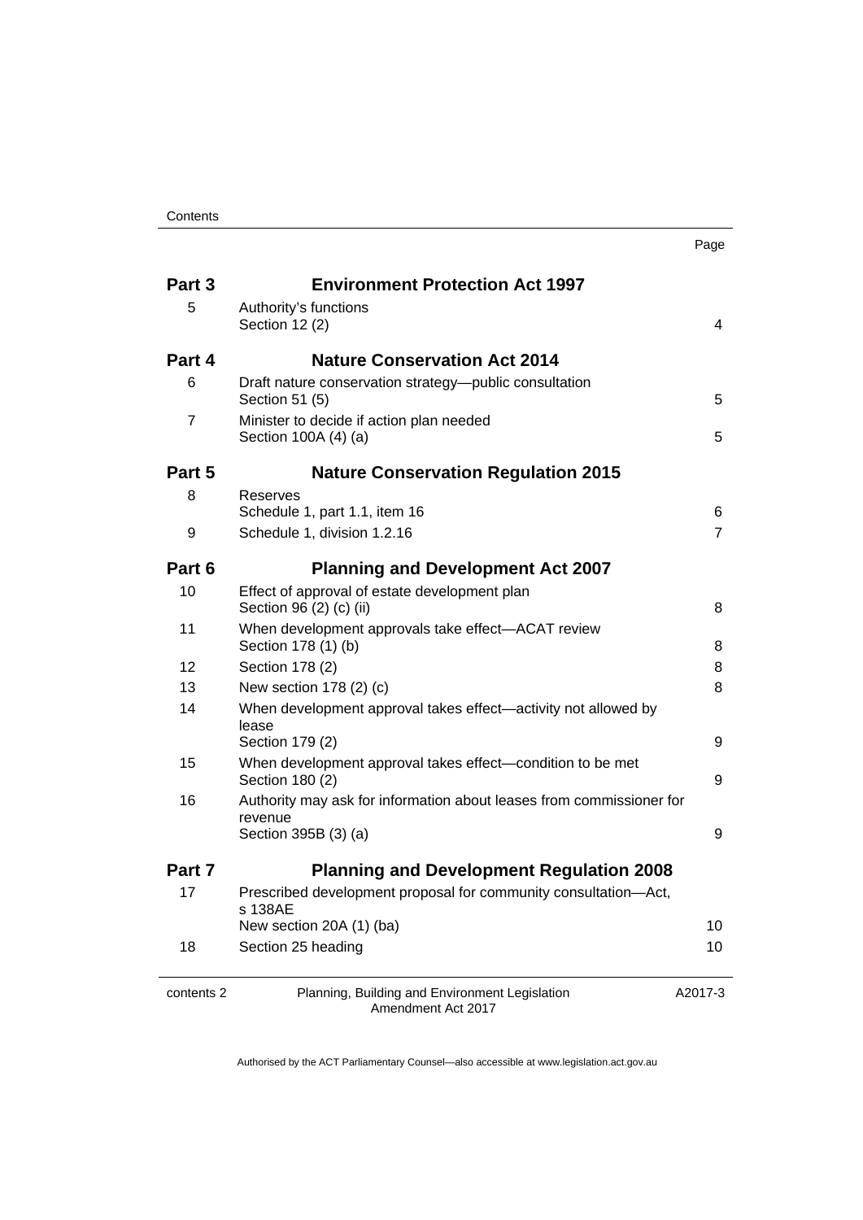| | | Page |
|---|---|---|
| **Part 3** | **Environment Protection Act 1997** | |
| 5 | Authority's functions<br>Section 12 (2) | 4 |
| **Part 4** | **Nature Conservation Act 2014** | |
| 6 | Draft nature conservation strategy—public consultation<br>Section 51 (5) | 5 |
| 7 | Minister to decide if action plan needed<br>Section 100A (4) (a) | 5 |
| **Part 5** | **Nature Conservation Regulation 2015** | |
| 8 | Reserves<br>Schedule 1, part 1.1, item 16 | 6 |
| 9 | Schedule 1, division 1.2.16 | 7 |
| **Part 6** | **Planning and Development Act 2007** | |
| 10 | Effect of approval of estate development plan<br>Section 96 (2) (c) (ii) | 8 |
| 11 | When development approvals take effect—ACAT review<br>Section 178 (1) (b) | 8 |
| 12 | Section 178 (2) | 8 |
| 13 | New section 178 (2) (c) | 8 |
| 14 | When development approval takes effect—activity not allowed by lease<br>Section 179 (2) | 9 |
| 15 | When development approval takes effect—condition to be met<br>Section 180 (2) | 9 |
| 16 | Authority may ask for information about leases from commissioner for revenue<br>Section 395B (3) (a) | 9 |
| **Part 7** | **Planning and Development Regulation 2008** | |
| 17 | Prescribed development proposal for community consultation—Act, s 138AE<br>New section 20A (1) (ba) | 10 |
| 18 | Section 25 heading | 10 |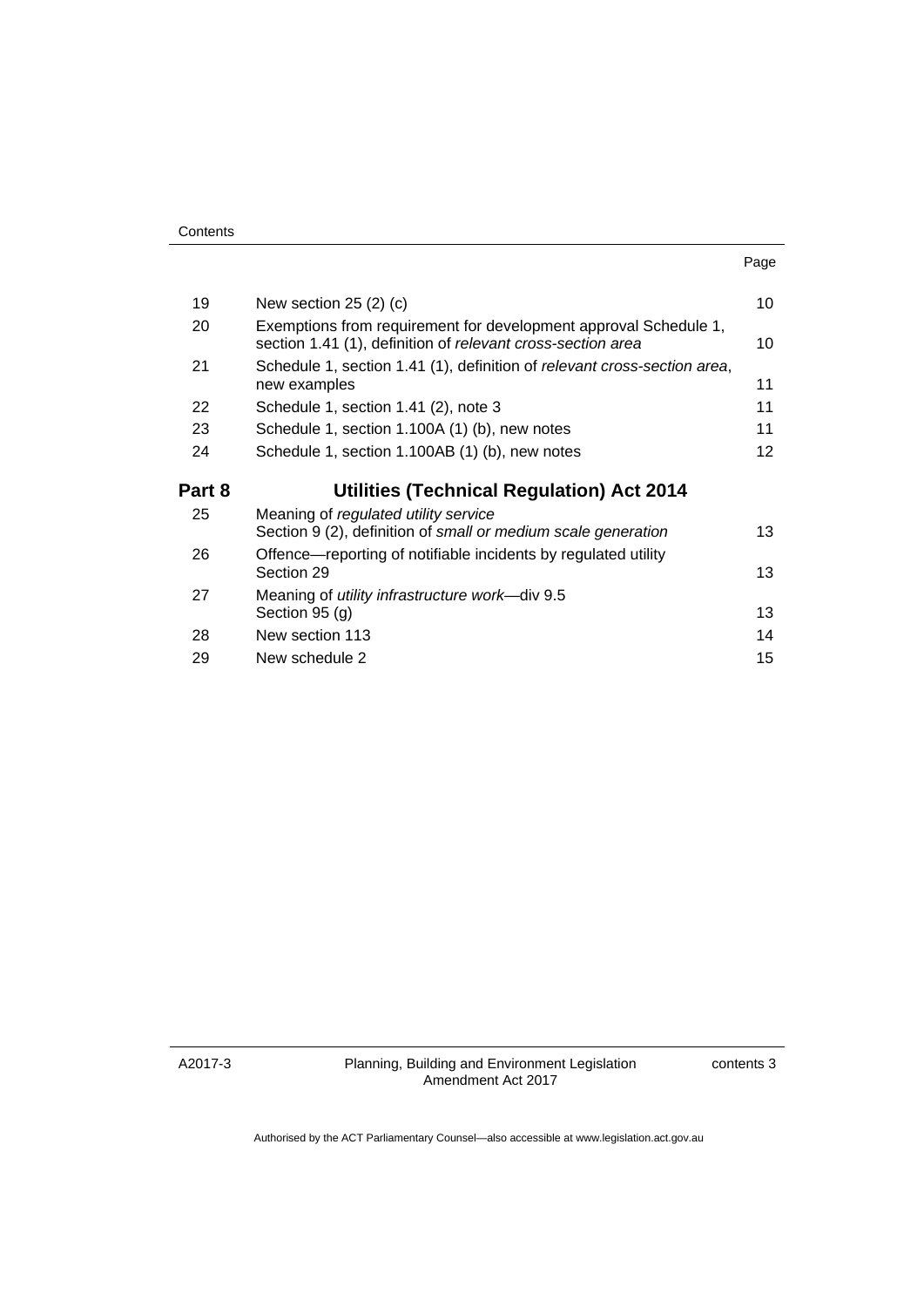| | | Page |
|---|---|---|
| 19 | New section 25 (2) (c) | 10 |
| 20 | Exemptions from requirement for development approval Schedule 1, section 1.41 (1), definition of *relevant cross-section area* | 10 |
| 21 | Schedule 1, section 1.41 (1), definition of *relevant cross-section area*, new examples | 11 |
| 22 | Schedule 1, section 1.41 (2), note 3 | 11 |
| 23 | Schedule 1, section 1.100A (1) (b), new notes | 11 |
| 24 | Schedule 1, section 1.100AB (1) (b), new notes | 12 |
| **Part 8** | **Utilities (Technical Regulation) Act 2014** | |
| 25 | Meaning of *regulated utility service* Section 9 (2), definition of *small or medium scale generation* | 13 |
| 26 | Offence—reporting of notifiable incidents by regulated utility Section 29 | 13 |
| 27 | Meaning of *utility infrastructure work*—div 9.5 Section 95 (g) | 13 |
| 28 | New section 113 | 14 |
| 29 | New schedule 2 | 15 |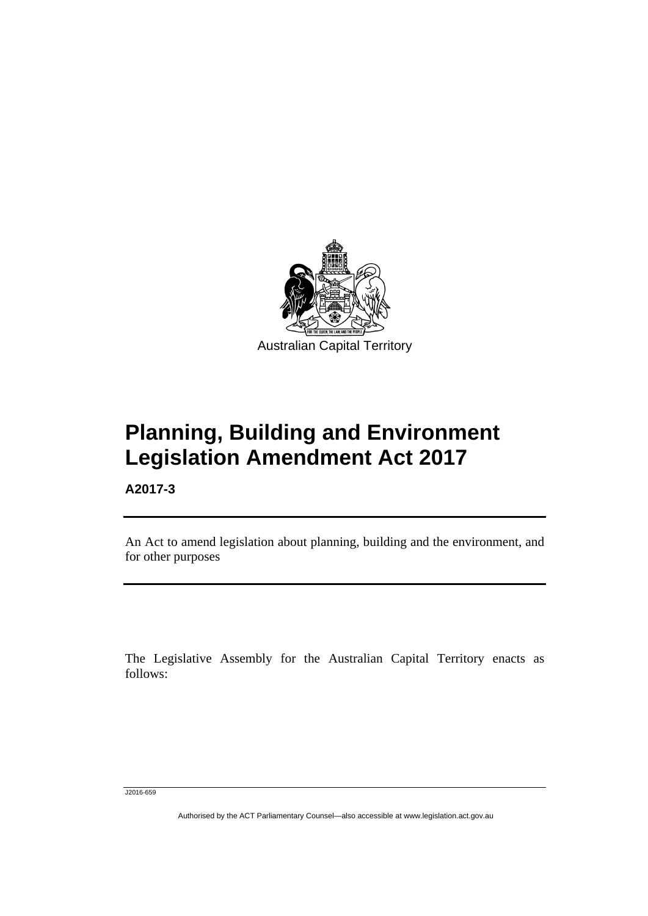Australian Capital Territory

# Planning, Building and Environment Legislation Amendment Act 2017

**A2017-3**

An Act to amend legislation about planning, building and the environment, and for other purposes

The Legislative Assembly for the Australian Capital Territory enacts as follows: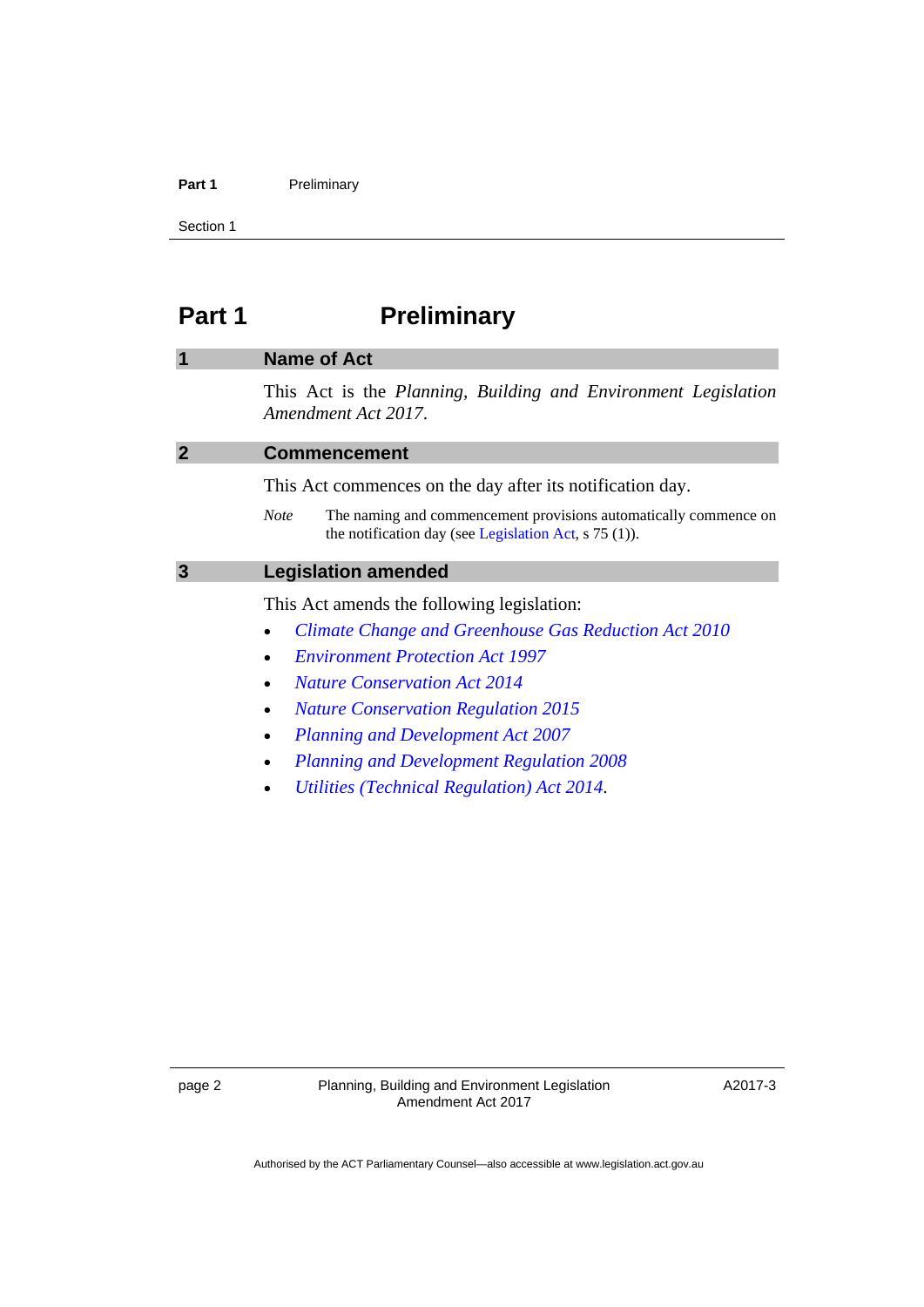# Part 1 Preliminary

## 1 Name of Act

This Act is the *Planning, Building and Environment Legislation Amendment Act 2017*.

## 2 Commencement

This Act commences on the day after its notification day.

*Note* The naming and commencement provisions automatically commence on the notification day (see Legislation Act, s 75 (1)).

## 3 Legislation amended

This Act amends the following legislation:

- *Climate Change and Greenhouse Gas Reduction Act 2010*
- *Environment Protection Act 1997*
- *Nature Conservation Act 2014*
- *Nature Conservation Regulation 2015*
- *Planning and Development Act 2007*
- *Planning and Development Regulation 2008*
- *Utilities (Technical Regulation) Act 2014*.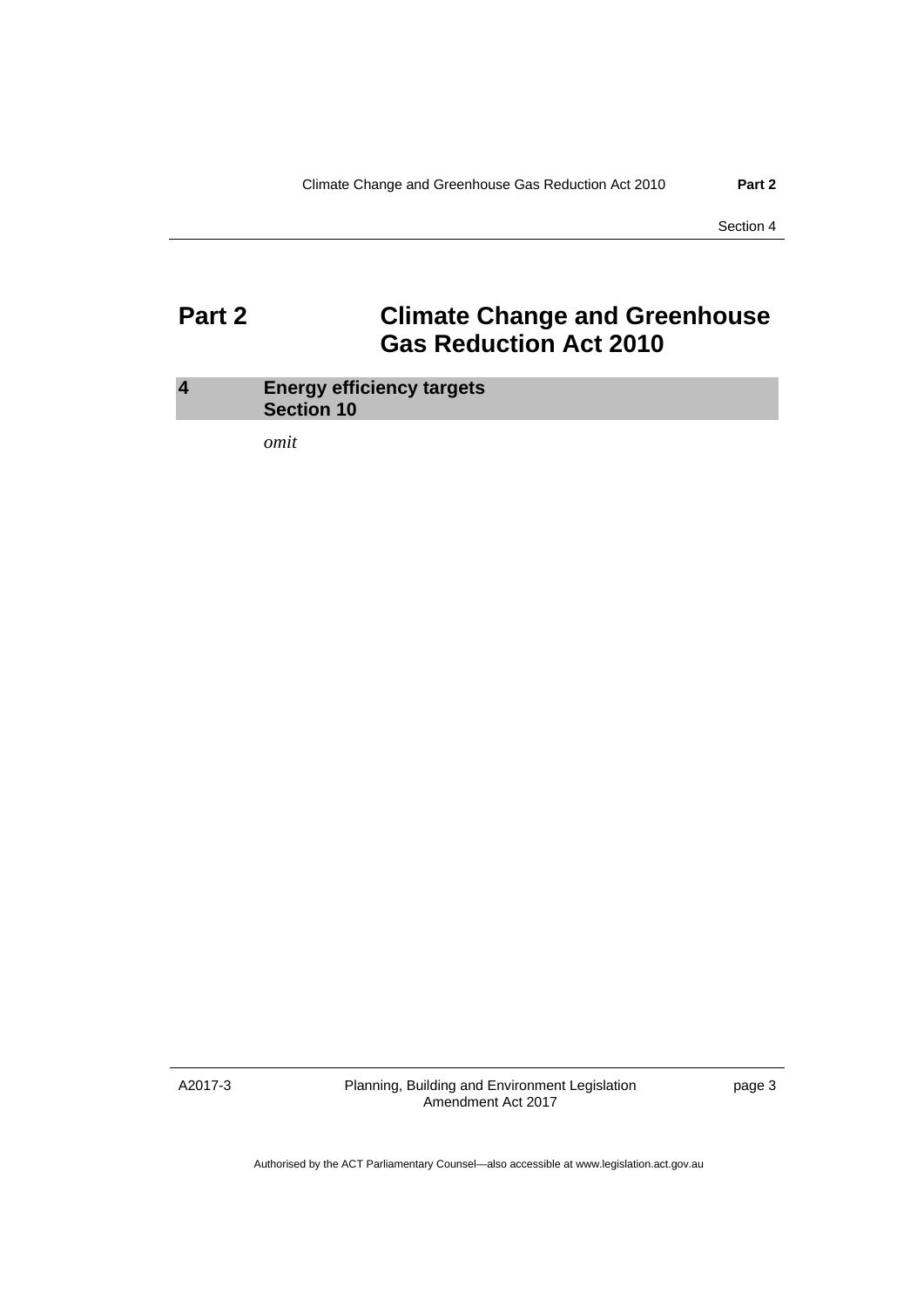# Part 2 Climate Change and Greenhouse Gas Reduction Act 2010

### 4 Energy efficiency targets Section 10

*omit*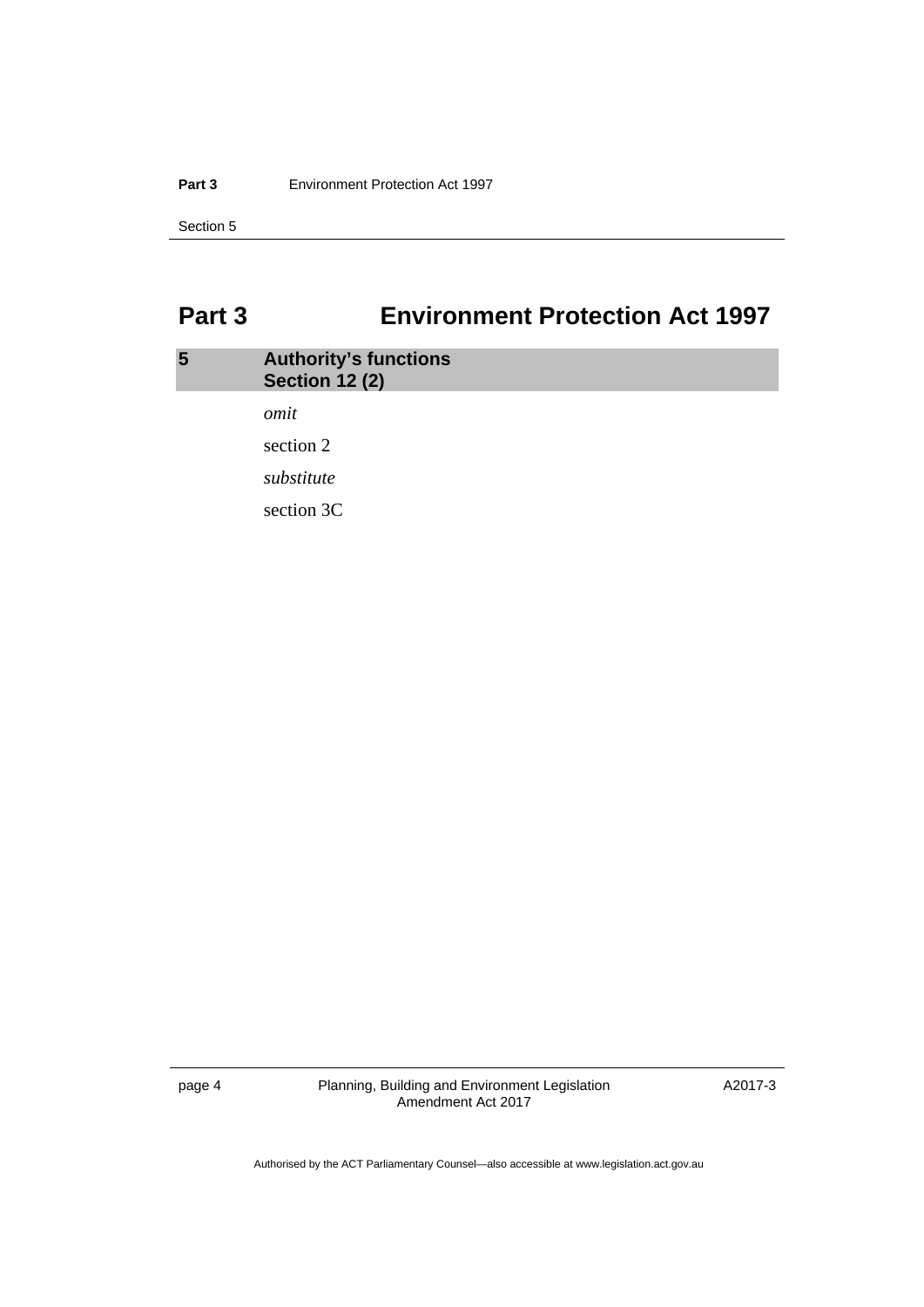# Part 3 Environment Protection Act 1997

### 5 Authority's functions
### Section 12 (2)

*omit*

section 2

*substitute*

section 3C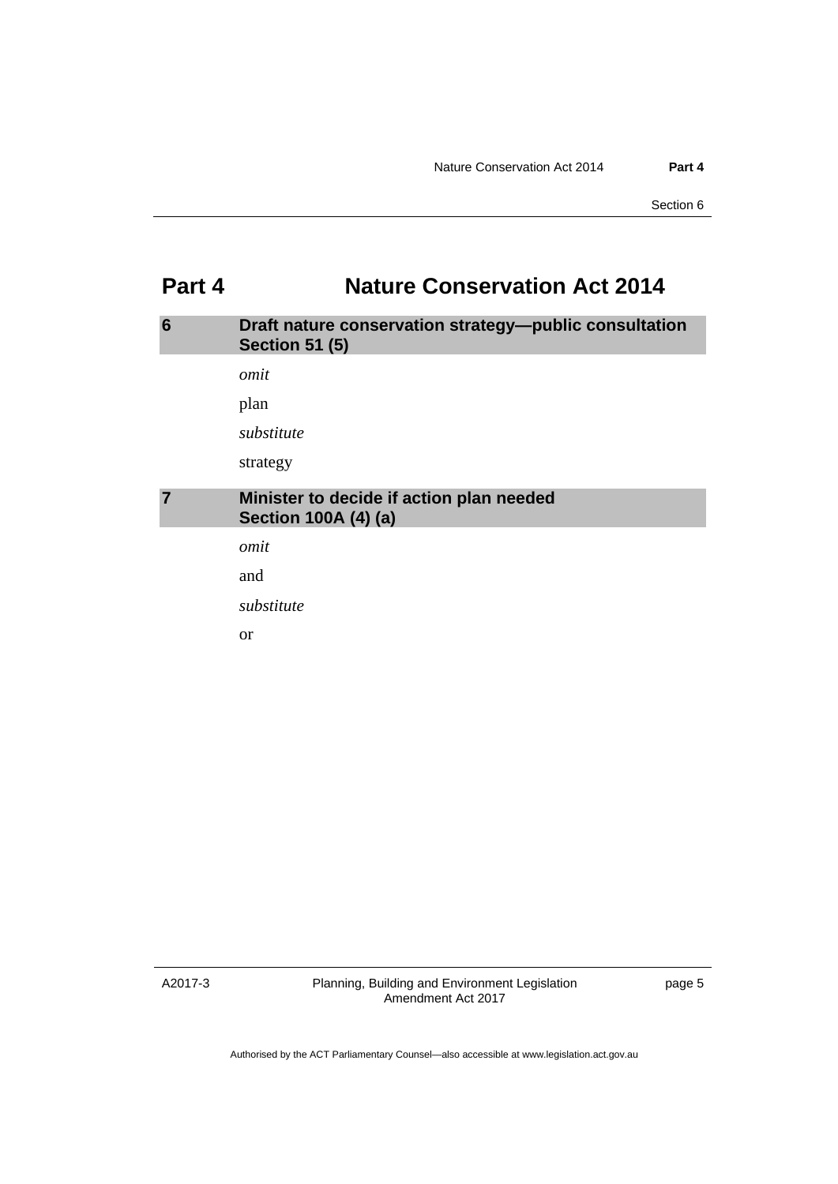# Part 4 Nature Conservation Act 2014

## 6 Draft nature conservation strategy—public consultation Section 51 (5)

*omit*

plan

*substitute*

strategy

## 7 Minister to decide if action plan needed Section 100A (4) (a)

*omit*

and

*substitute*

or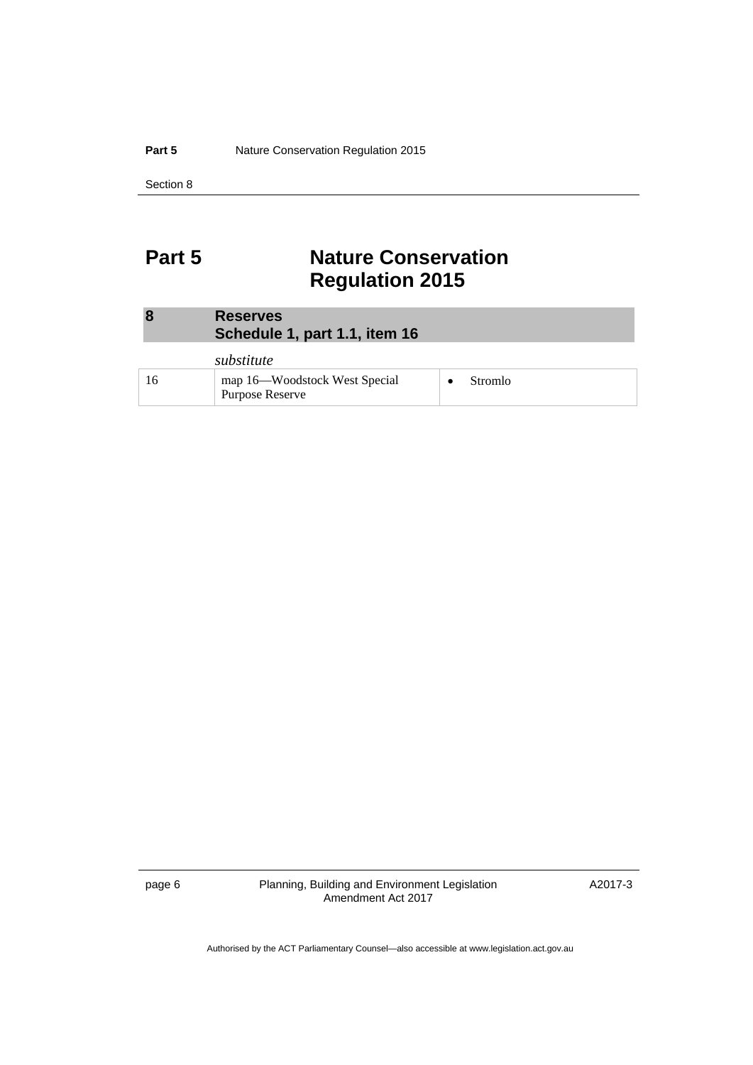# Part 5 Nature Conservation Regulation 2015

## 8 Reserves
### Schedule 1, part 1.1, item 16

*substitute*

| | | |
|---|---|---|
| 16 | map 16—Woodstock West Special Purpose Reserve | • Stromlo |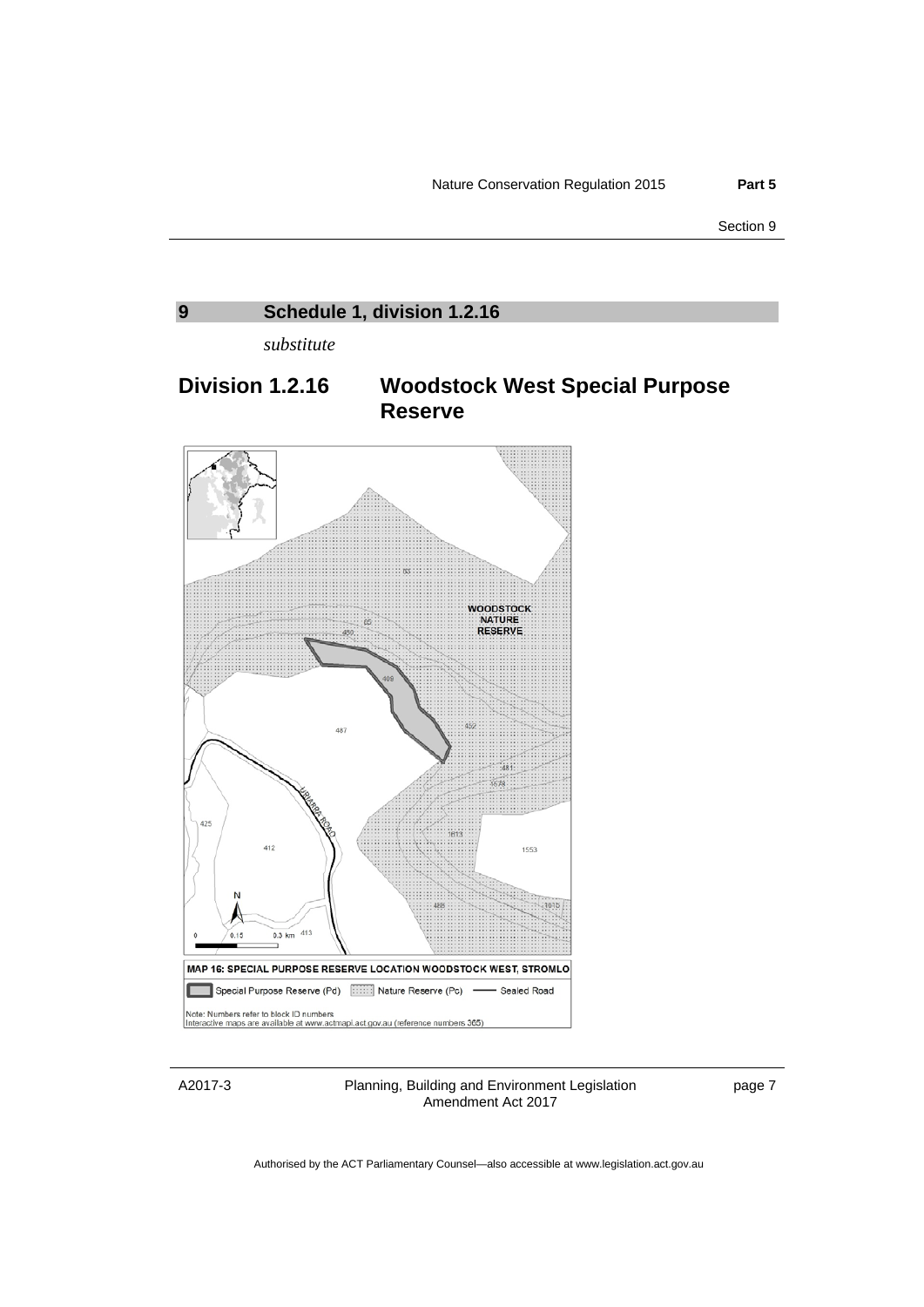## 9 Schedule 1, division 1.2.16

*substitute*

## Division 1.2.16 Woodstock West Special Purpose Reserve

MAP 16: SPECIAL PURPOSE RESERVE LOCATION WOODSTOCK WEST, STROMLO

Special Purpose Reserve (Pd) | Nature Reserve (Pc) | Sealed Road

Note: Numbers refer to block ID numbers
Interactive maps are available at www.actmapi.act.gov.au (reference numbers 365)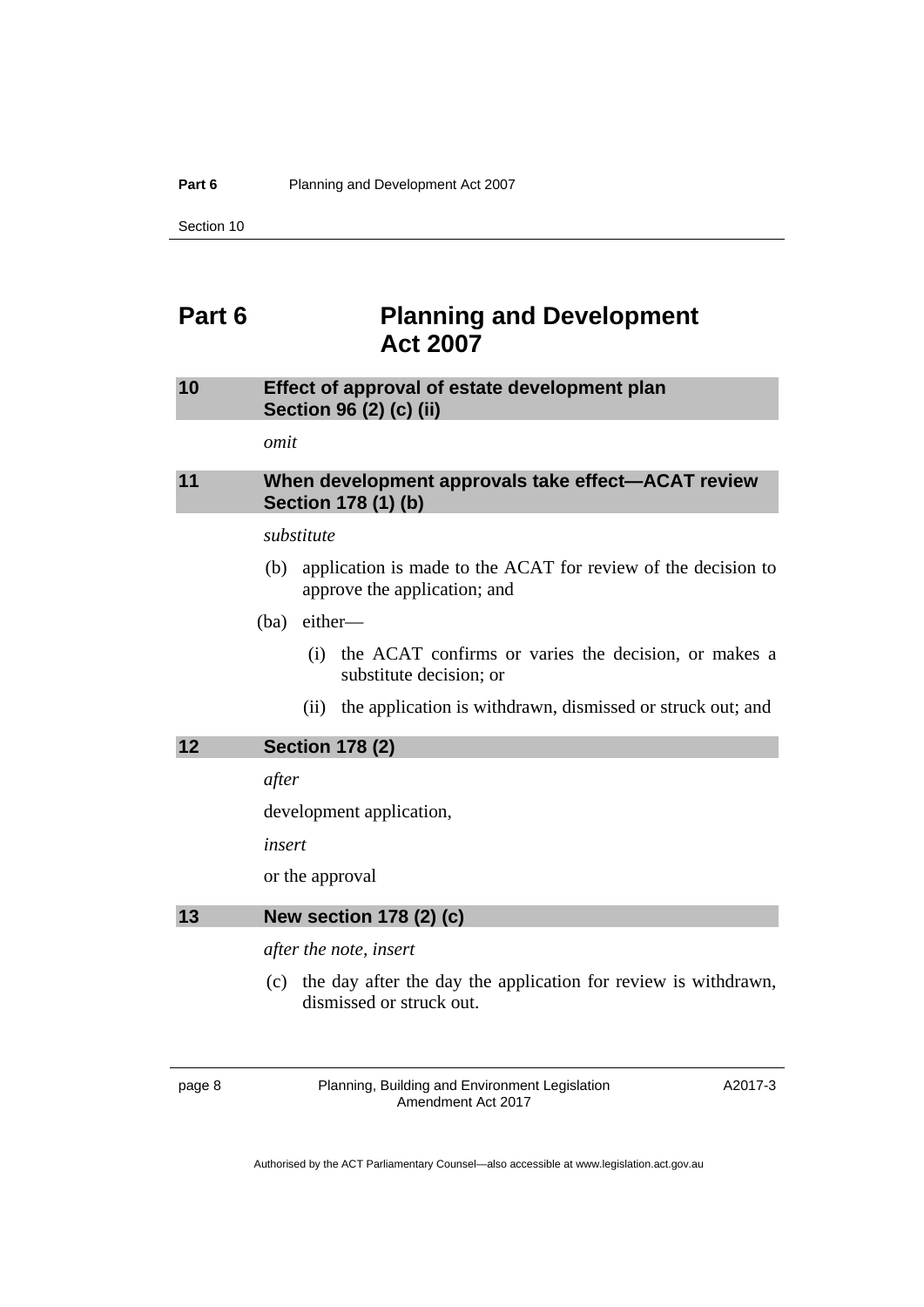# Part 6 Planning and Development Act 2007

## 10 Effect of approval of estate development plan Section 96 (2) (c) (ii)

*omit*

## 11 When development approvals take effect—ACAT review Section 178 (1) (b)

*substitute*

(b) application is made to the ACAT for review of the decision to approve the application; and

(ba) either—

(i) the ACAT confirms or varies the decision, or makes a substitute decision; or

(ii) the application is withdrawn, dismissed or struck out; and

## 12 Section 178 (2)

*after*

development application,

*insert*

or the approval

## 13 New section 178 (2) (c)

*after the note, insert*

(c) the day after the day the application for review is withdrawn, dismissed or struck out.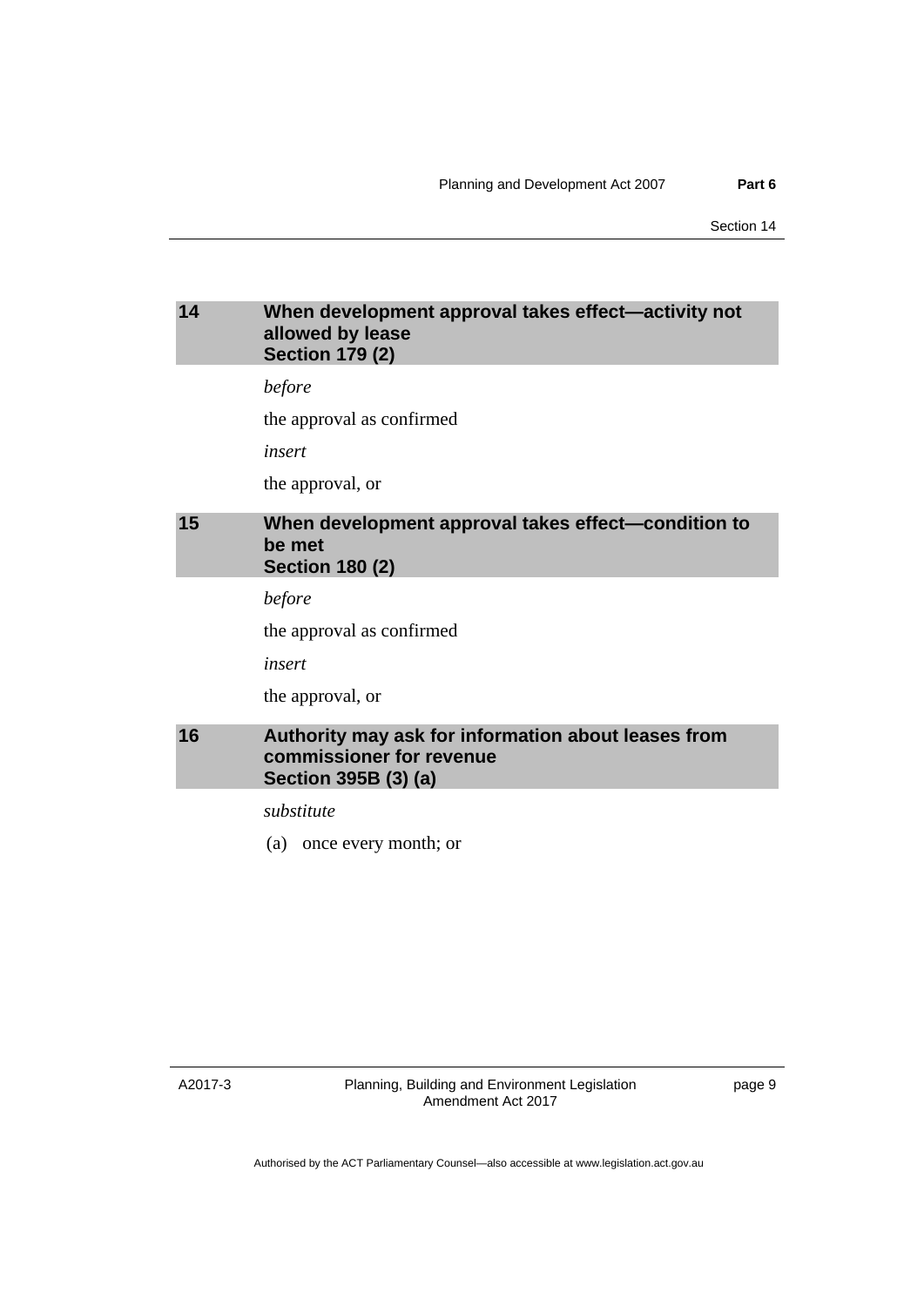## 14 When development approval takes effect—activity not allowed by lease Section 179 (2)

*before*

the approval as confirmed

*insert*

the approval, or

## 15 When development approval takes effect—condition to be met Section 180 (2)

*before*

the approval as confirmed

*insert*

the approval, or

## 16 Authority may ask for information about leases from commissioner for revenue Section 395B (3) (a)

*substitute*

(a) once every month; or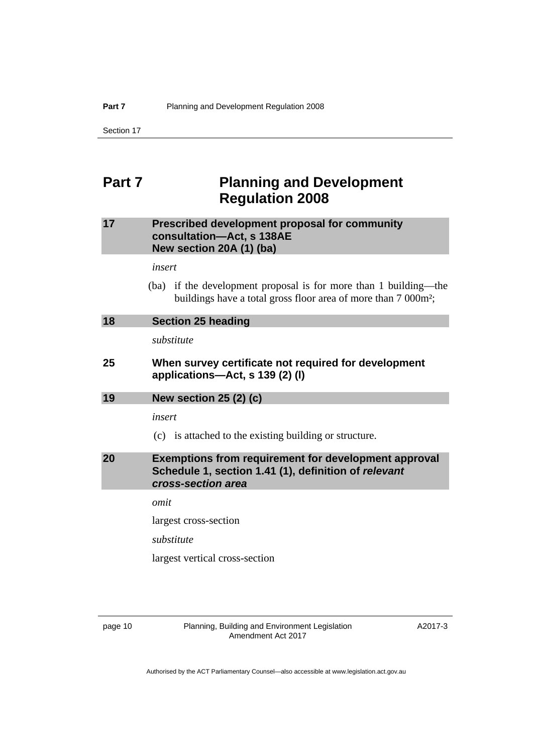# Part 7 Planning and Development Regulation 2008

### 17 Prescribed development proposal for community consultation—Act, s 138AE New section 20A (1) (ba)

*insert*

(ba) if the development proposal is for more than 1 building—the buildings have a total gross floor area of more than 7 000m²;

### 18 Section 25 heading

*substitute*

### 25 When survey certificate not required for development applications—Act, s 139 (2) (l)

### 19 New section 25 (2) (c)

*insert*

(c) is attached to the existing building or structure.

### 20 Exemptions from requirement for development approval Schedule 1, section 1.41 (1), definition of *relevant cross-section area*

*omit*

largest cross-section

*substitute*

largest vertical cross-section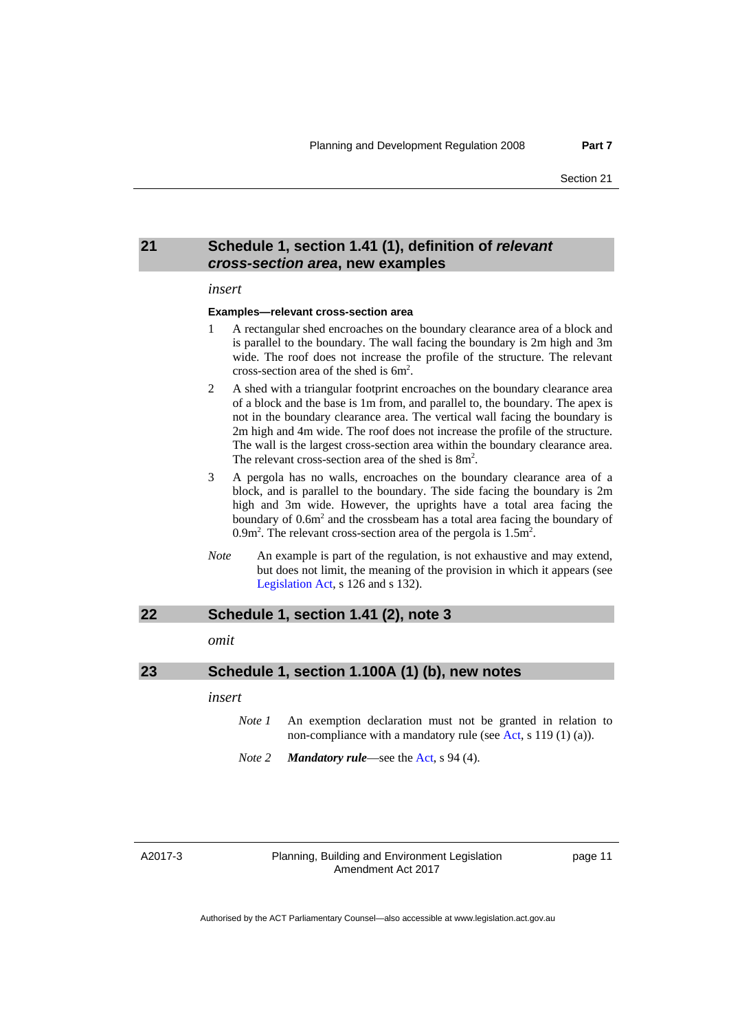## 21 Schedule 1, section 1.41 (1), definition of *relevant cross-section area*, new examples

*insert*

**Examples—relevant cross-section area**

1 A rectangular shed encroaches on the boundary clearance area of a block and is parallel to the boundary. The wall facing the boundary is 2m high and 3m wide. The roof does not increase the profile of the structure. The relevant cross-section area of the shed is $6m^2$.

2 A shed with a triangular footprint encroaches on the boundary clearance area of a block and the base is 1m from, and parallel to, the boundary. The apex is not in the boundary clearance area. The vertical wall facing the boundary is 2m high and 4m wide. The roof does not increase the profile of the structure. The wall is the largest cross-section area within the boundary clearance area. The relevant cross-section area of the shed is $8m^2$.

3 A pergola has no walls, encroaches on the boundary clearance area of a block, and is parallel to the boundary. The side facing the boundary is 2m high and 3m wide. However, the uprights have a total area facing the boundary of $0.6m^2$ and the crossbeam has a total area facing the boundary of $0.9m^2$. The relevant cross-section area of the pergola is $1.5m^2$.

*Note* An example is part of the regulation, is not exhaustive and may extend, but does not limit, the meaning of the provision in which it appears (see Legislation Act, s 126 and s 132).

## 22 Schedule 1, section 1.41 (2), note 3

*omit*

## 23 Schedule 1, section 1.100A (1) (b), new notes

*insert*

*Note 1* An exemption declaration must not be granted in relation to non-compliance with a mandatory rule (see Act, s 119 (1) (a)).

*Note 2* ***Mandatory rule***—see the Act, s 94 (4).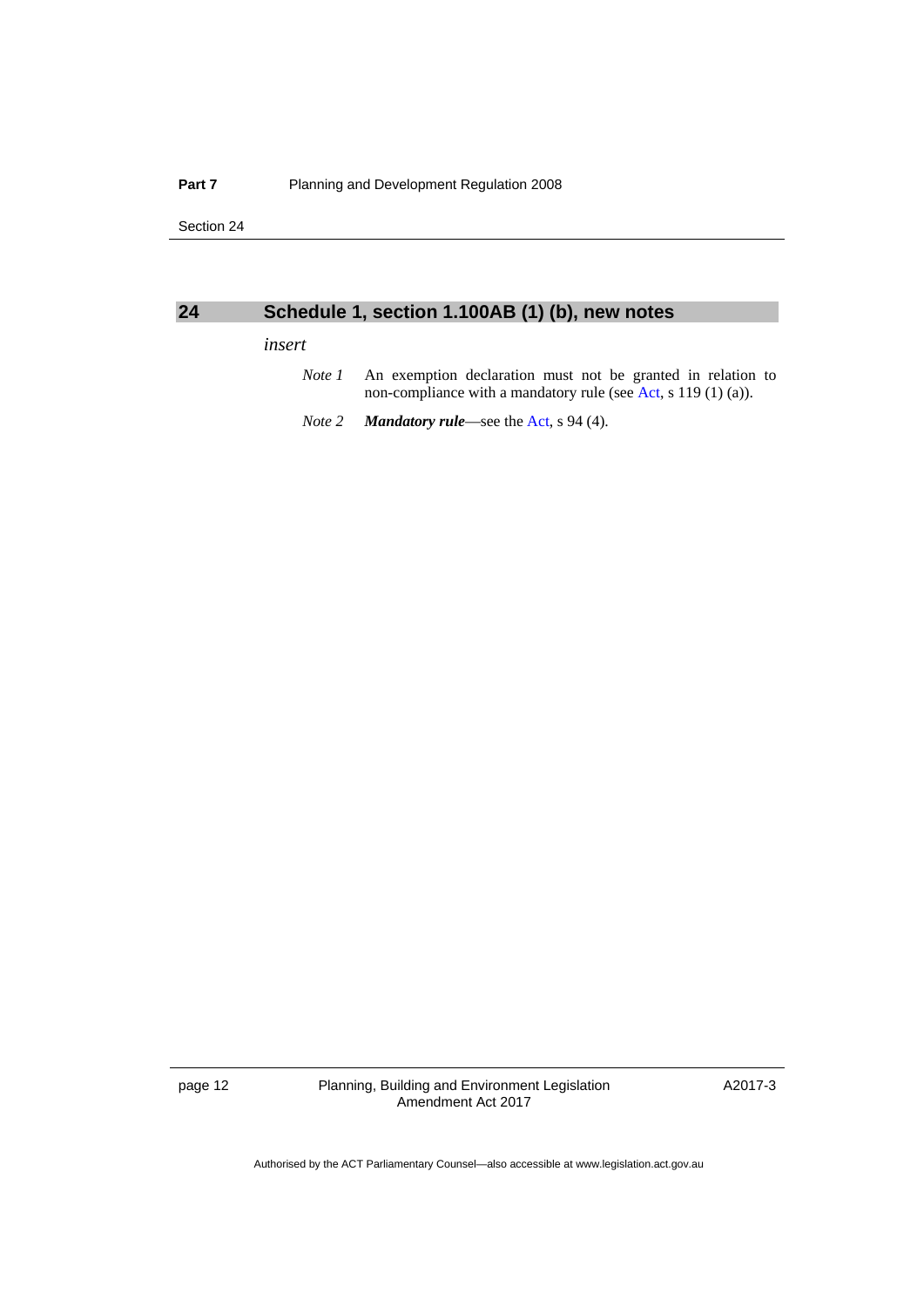## 24 Schedule 1, section 1.100AB (1) (b), new notes

*insert*

*Note 1* An exemption declaration must not be granted in relation to non-compliance with a mandatory rule (see Act, s 119 (1) (a)).

*Note 2* ***Mandatory rule***—see the Act, s 94 (4).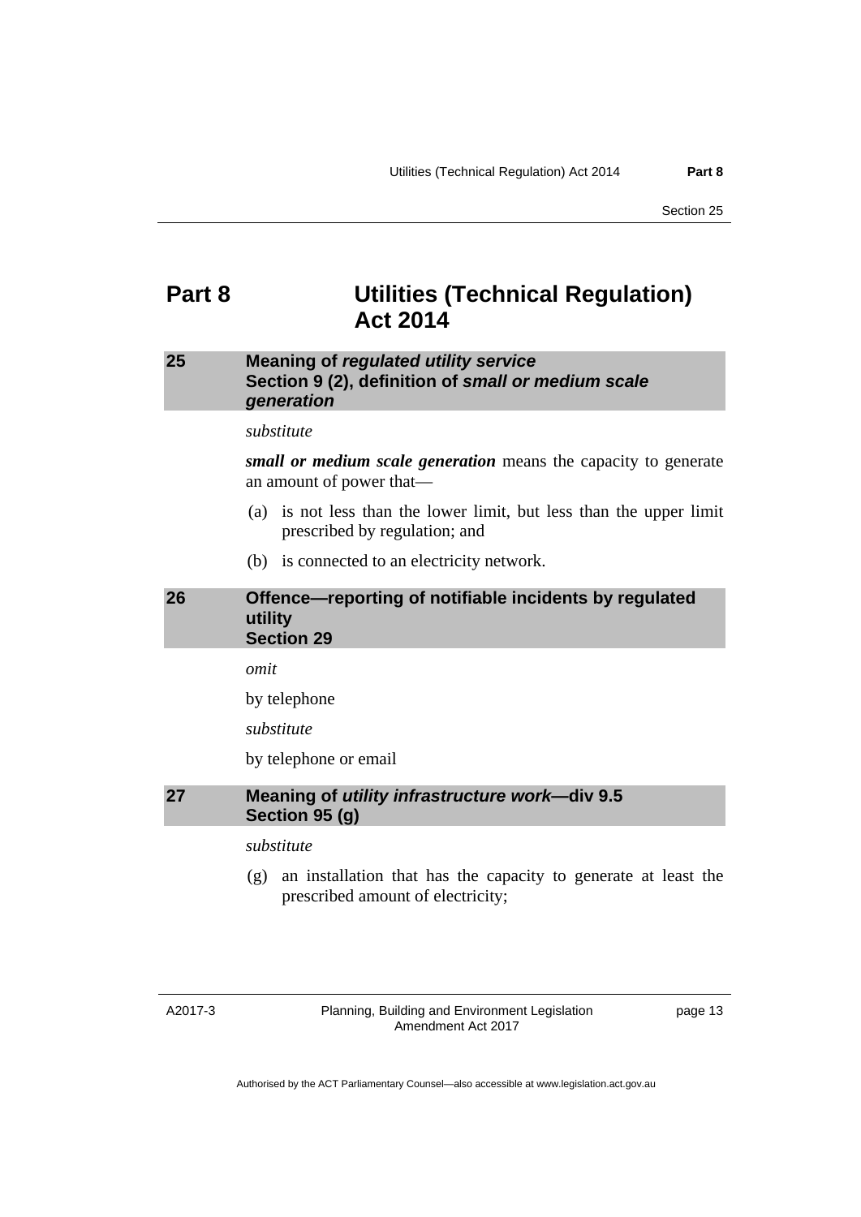# Part 8 Utilities (Technical Regulation) Act 2014

### 25 Meaning of *regulated utility service* Section 9 (2), definition of *small or medium scale generation*

*substitute*

***small or medium scale generation*** means the capacity to generate an amount of power that—

(a) is not less than the lower limit, but less than the upper limit prescribed by regulation; and

(b) is connected to an electricity network.

### 26 Offence—reporting of notifiable incidents by regulated utility Section 29

*omit*

by telephone

*substitute*

by telephone or email

### 27 Meaning of *utility infrastructure work*—div 9.5 Section 95 (g)

*substitute*

(g) an installation that has the capacity to generate at least the prescribed amount of electricity;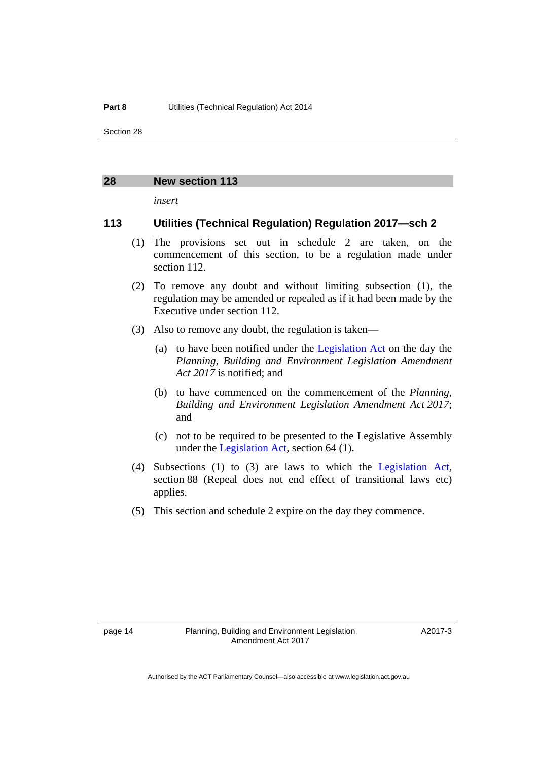## 28 New section 113

*insert*

### 113 Utilities (Technical Regulation) Regulation 2017—sch 2

(1) The provisions set out in schedule 2 are taken, on the commencement of this section, to be a regulation made under section 112.

(2) To remove any doubt and without limiting subsection (1), the regulation may be amended or repealed as if it had been made by the Executive under section 112.

(3) Also to remove any doubt, the regulation is taken—

(a) to have been notified under the Legislation Act on the day the *Planning, Building and Environment Legislation Amendment Act 2017* is notified; and

(b) to have commenced on the commencement of the *Planning, Building and Environment Legislation Amendment Act 2017*; and

(c) not to be required to be presented to the Legislative Assembly under the Legislation Act, section 64 (1).

(4) Subsections (1) to (3) are laws to which the Legislation Act, section 88 (Repeal does not end effect of transitional laws etc) applies.

(5) This section and schedule 2 expire on the day they commence.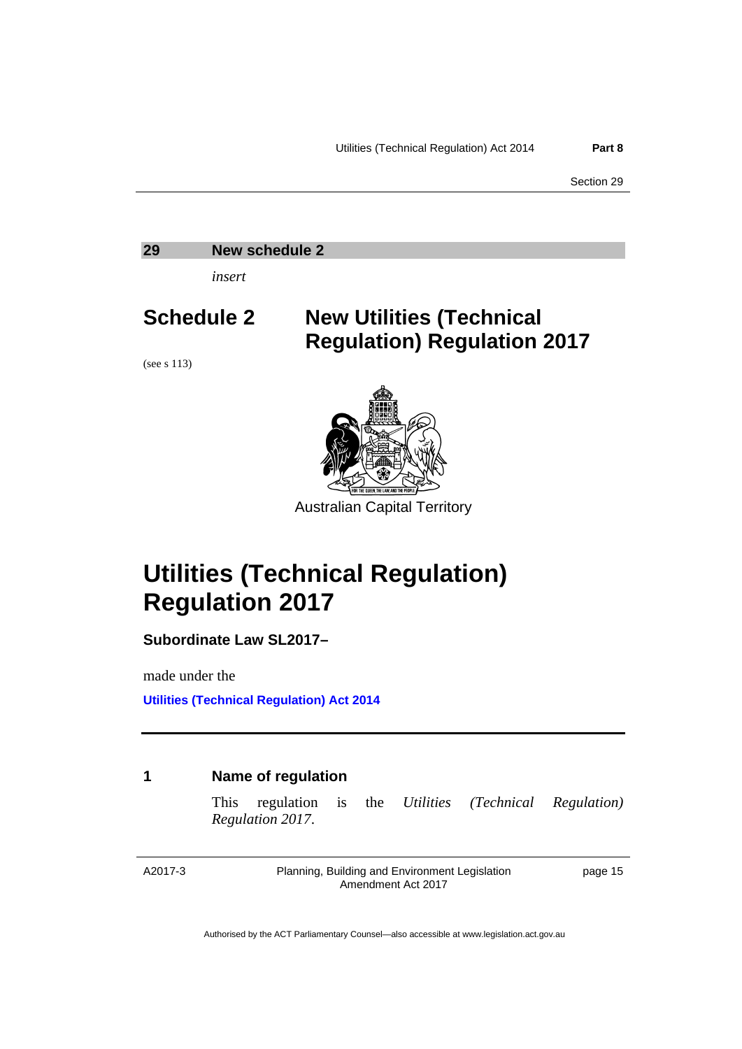## 29 New schedule 2

*insert*

# Schedule 2 New Utilities (Technical Regulation) Regulation 2017

(see s 113)

Australian Capital Territory

# Utilities (Technical Regulation) Regulation 2017

**Subordinate Law SL2017–**

made under the

**Utilities (Technical Regulation) Act 2014**

### 1 Name of regulation

This regulation is the *Utilities (Technical Regulation) Regulation 2017*.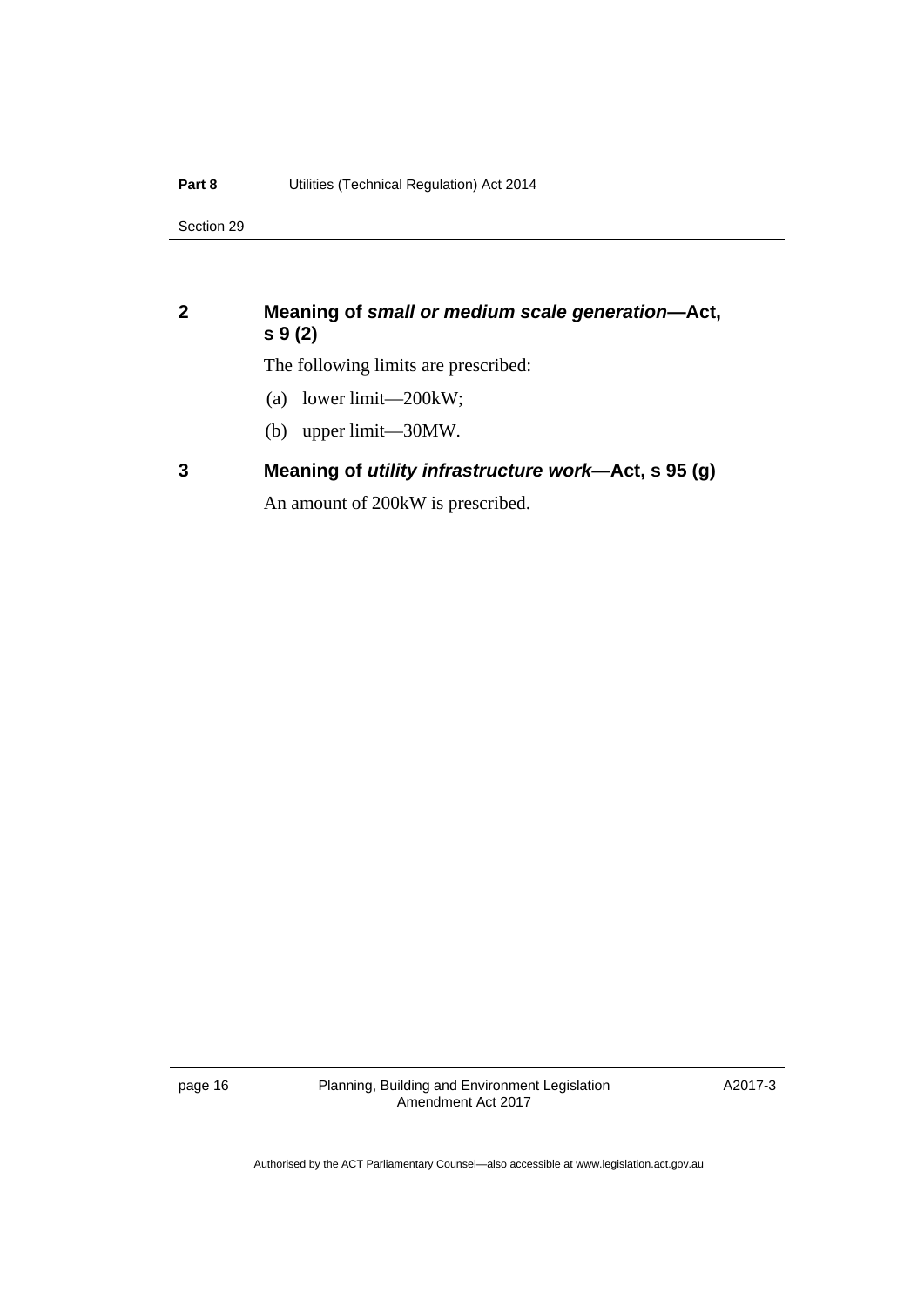## 2 Meaning of ***small or medium scale generation***—Act, s 9 (2)

The following limits are prescribed:

(a) lower limit—200kW;

(b) upper limit—30MW.

## 3 Meaning of ***utility infrastructure work***—Act, s 95 (g)

An amount of 200kW is prescribed.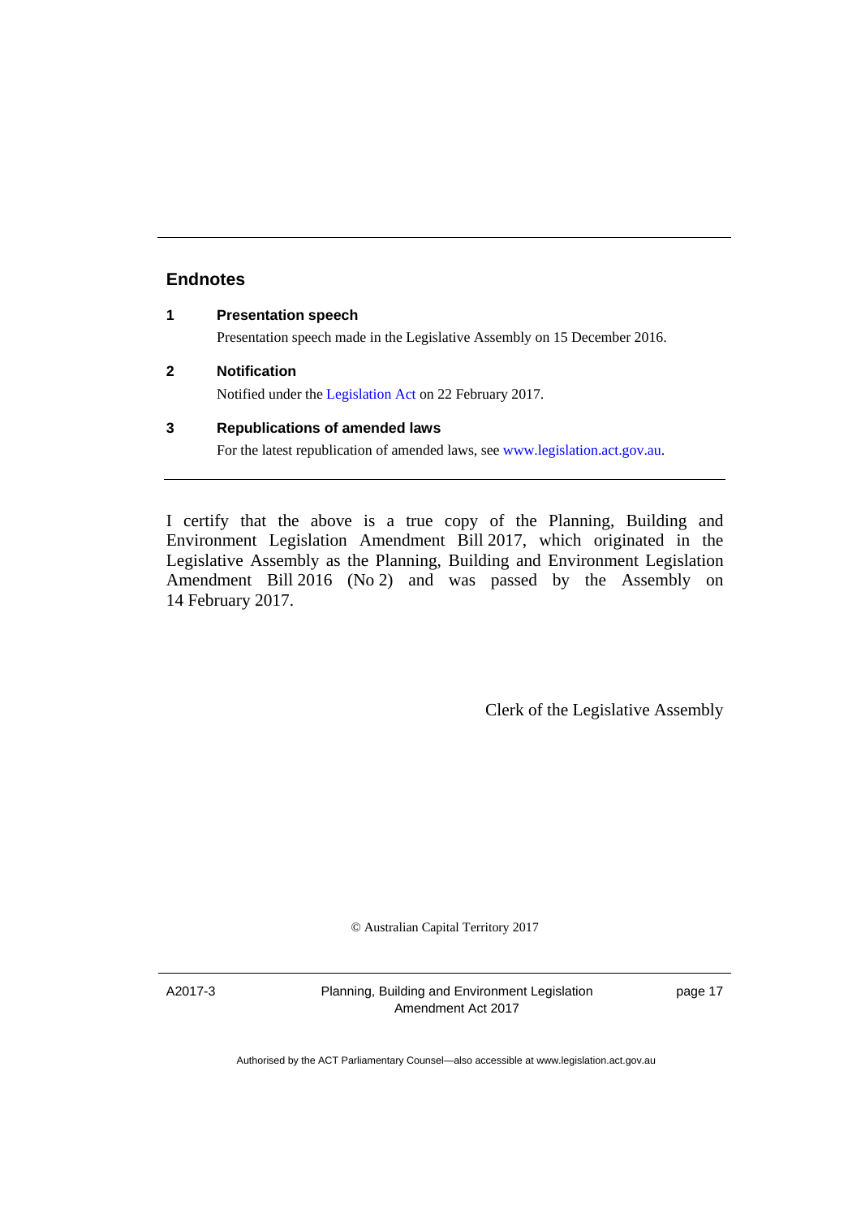## Endnotes

**1 Presentation speech**

Presentation speech made in the Legislative Assembly on 15 December 2016.

**2 Notification**

Notified under the Legislation Act on 22 February 2017.

**3 Republications of amended laws**

For the latest republication of amended laws, see www.legislation.act.gov.au.

---

I certify that the above is a true copy of the Planning, Building and Environment Legislation Amendment Bill 2017, which originated in the Legislative Assembly as the Planning, Building and Environment Legislation Amendment Bill 2016 (No 2) and was passed by the Assembly on 14 February 2017.

Clerk of the Legislative Assembly

© Australian Capital Territory 2017